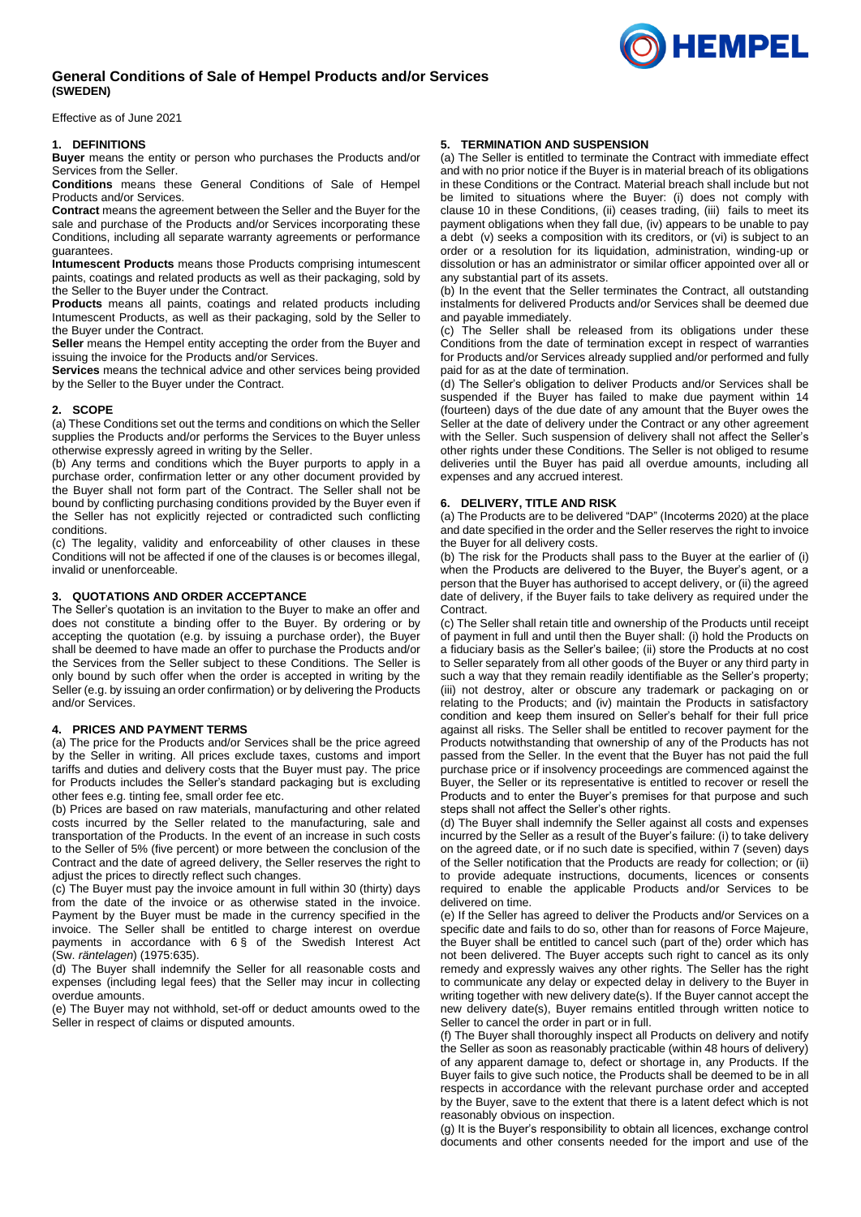# General Conditions of Sale of Hempel Products and/or Services
**(SWEDEN)**

Effective as of June 2021

## 1. DEFINITIONS

**Buyer** means the entity or person who purchases the Products and/or Services from the Seller.

**Conditions** means these General Conditions of Sale of Hempel Products and/or Services.

**Contract** means the agreement between the Seller and the Buyer for the sale and purchase of the Products and/or Services incorporating these Conditions, including all separate warranty agreements or performance guarantees.

**Intumescent Products** means those Products comprising intumescent paints, coatings and related products as well as their packaging, sold by the Seller to the Buyer under the Contract.

**Products** means all paints, coatings and related products including Intumescent Products, as well as their packaging, sold by the Seller to the Buyer under the Contract.

**Seller** means the Hempel entity accepting the order from the Buyer and issuing the invoice for the Products and/or Services.

**Services** means the technical advice and other services being provided by the Seller to the Buyer under the Contract.

## 2. SCOPE

(a) These Conditions set out the terms and conditions on which the Seller supplies the Products and/or performs the Services to the Buyer unless otherwise expressly agreed in writing by the Seller.

(b) Any terms and conditions which the Buyer purports to apply in a purchase order, confirmation letter or any other document provided by the Buyer shall not form part of the Contract. The Seller shall not be bound by conflicting purchasing conditions provided by the Buyer even if the Seller has not explicitly rejected or contradicted such conflicting conditions.

(c) The legality, validity and enforceability of other clauses in these Conditions will not be affected if one of the clauses is or becomes illegal, invalid or unenforceable.

## 3. QUOTATIONS AND ORDER ACCEPTANCE

The Seller's quotation is an invitation to the Buyer to make an offer and does not constitute a binding offer to the Buyer. By ordering or by accepting the quotation (e.g. by issuing a purchase order), the Buyer shall be deemed to have made an offer to purchase the Products and/or the Services from the Seller subject to these Conditions. The Seller is only bound by such offer when the order is accepted in writing by the Seller (e.g. by issuing an order confirmation) or by delivering the Products and/or Services.

## 4. PRICES AND PAYMENT TERMS

(a) The price for the Products and/or Services shall be the price agreed by the Seller in writing. All prices exclude taxes, customs and import tariffs and duties and delivery costs that the Buyer must pay. The price for Products includes the Seller's standard packaging but is excluding other fees e.g. tinting fee, small order fee etc.

(b) Prices are based on raw materials, manufacturing and other related costs incurred by the Seller related to the manufacturing, sale and transportation of the Products. In the event of an increase in such costs to the Seller of 5% (five percent) or more between the conclusion of the Contract and the date of agreed delivery, the Seller reserves the right to adjust the prices to directly reflect such changes.

(c) The Buyer must pay the invoice amount in full within 30 (thirty) days from the date of the invoice or as otherwise stated in the invoice. Payment by the Buyer must be made in the currency specified in the invoice. The Seller shall be entitled to charge interest on overdue payments in accordance with 6 § of the Swedish Interest Act (Sw. *räntelagen*) (1975:635).

(d) The Buyer shall indemnify the Seller for all reasonable costs and expenses (including legal fees) that the Seller may incur in collecting overdue amounts.

(e) The Buyer may not withhold, set-off or deduct amounts owed to the Seller in respect of claims or disputed amounts.

## 5. TERMINATION AND SUSPENSION

(a) The Seller is entitled to terminate the Contract with immediate effect and with no prior notice if the Buyer is in material breach of its obligations in these Conditions or the Contract. Material breach shall include but not be limited to situations where the Buyer: (i) does not comply with clause 10 in these Conditions, (ii) ceases trading, (iii) fails to meet its payment obligations when they fall due, (iv) appears to be unable to pay a debt (v) seeks a composition with its creditors, or (vi) is subject to an order or a resolution for its liquidation, administration, winding-up or dissolution or has an administrator or similar officer appointed over all or any substantial part of its assets.

(b) In the event that the Seller terminates the Contract, all outstanding instalments for delivered Products and/or Services shall be deemed due and payable immediately.

(c) The Seller shall be released from its obligations under these Conditions from the date of termination except in respect of warranties for Products and/or Services already supplied and/or performed and fully paid for as at the date of termination.

(d) The Seller's obligation to deliver Products and/or Services shall be suspended if the Buyer has failed to make due payment within 14 (fourteen) days of the due date of any amount that the Buyer owes the Seller at the date of delivery under the Contract or any other agreement with the Seller. Such suspension of delivery shall not affect the Seller's other rights under these Conditions. The Seller is not obliged to resume deliveries until the Buyer has paid all overdue amounts, including all expenses and any accrued interest.

## 6. DELIVERY, TITLE AND RISK

(a) The Products are to be delivered "DAP" (Incoterms 2020) at the place and date specified in the order and the Seller reserves the right to invoice the Buyer for all delivery costs.

(b) The risk for the Products shall pass to the Buyer at the earlier of (i) when the Products are delivered to the Buyer, the Buyer's agent, or a person that the Buyer has authorised to accept delivery, or (ii) the agreed date of delivery, if the Buyer fails to take delivery as required under the Contract.

(c) The Seller shall retain title and ownership of the Products until receipt of payment in full and until then the Buyer shall: (i) hold the Products on a fiduciary basis as the Seller's bailee; (ii) store the Products at no cost to Seller separately from all other goods of the Buyer or any third party in such a way that they remain readily identifiable as the Seller's property; (iii) not destroy, alter or obscure any trademark or packaging on or relating to the Products; and (iv) maintain the Products in satisfactory condition and keep them insured on Seller's behalf for their full price against all risks. The Seller shall be entitled to recover payment for the Products notwithstanding that ownership of any of the Products has not passed from the Seller. In the event that the Buyer has not paid the full purchase price or if insolvency proceedings are commenced against the Buyer, the Seller or its representative is entitled to recover or resell the Products and to enter the Buyer's premises for that purpose and such steps shall not affect the Seller's other rights.

(d) The Buyer shall indemnify the Seller against all costs and expenses incurred by the Seller as a result of the Buyer's failure: (i) to take delivery on the agreed date, or if no such date is specified, within 7 (seven) days of the Seller notification that the Products are ready for collection; or (ii) to provide adequate instructions, documents, licences or consents required to enable the applicable Products and/or Services to be delivered on time.

(e) If the Seller has agreed to deliver the Products and/or Services on a specific date and fails to do so, other than for reasons of Force Majeure, the Buyer shall be entitled to cancel such (part of the) order which has not been delivered. The Buyer accepts such right to cancel as its only remedy and expressly waives any other rights. The Seller has the right to communicate any delay or expected delay in delivery to the Buyer in writing together with new delivery date(s). If the Buyer cannot accept the new delivery date(s), Buyer remains entitled through written notice to Seller to cancel the order in part or in full.

(f) The Buyer shall thoroughly inspect all Products on delivery and notify the Seller as soon as reasonably practicable (within 48 hours of delivery) of any apparent damage to, defect or shortage in, any Products. If the Buyer fails to give such notice, the Products shall be deemed to be in all respects in accordance with the relevant purchase order and accepted by the Buyer, save to the extent that there is a latent defect which is not reasonably obvious on inspection.

(g) It is the Buyer's responsibility to obtain all licences, exchange control documents and other consents needed for the import and use of the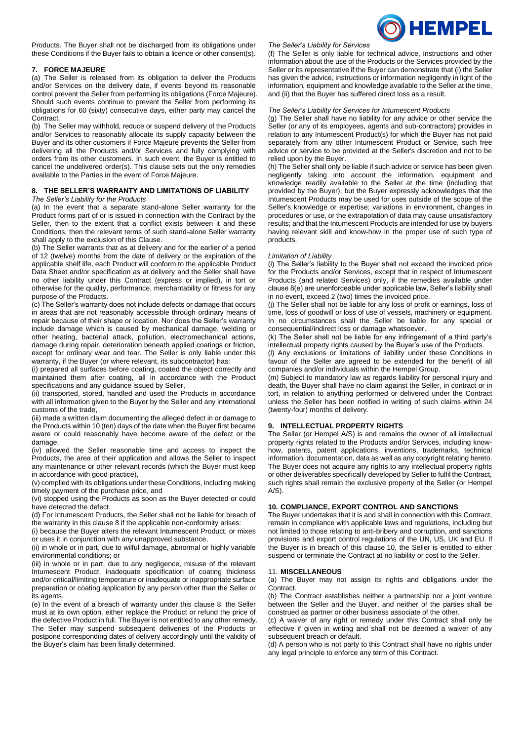Products. The Buyer shall not be discharged from its obligations under these Conditions if the Buyer fails to obtain a licence or other consent(s).

## 7. FORCE MAJEURE

(a) The Seller is released from its obligation to deliver the Products and/or Services on the delivery date, if events beyond its reasonable control prevent the Seller from performing its obligations (Force Majeure). Should such events continue to prevent the Seller from performing its obligations for 60 (sixty) consecutive days, either party may cancel the Contract.

(b) The Seller may withhold, reduce or suspend delivery of the Products and/or Services to reasonably allocate its supply capacity between the Buyer and its other customers if Force Majeure prevents the Seller from delivering all the Products and/or Services and fully complying with orders from its other customers. In such event, the Buyer is entitled to cancel the undelivered order(s). This clause sets out the only remedies available to the Parties in the event of Force Majeure.

## 8. THE SELLER'S WARRANTY AND LIMITATIONS OF LIABILITY

*The Seller's Liability for the Products*

(a) In the event that a separate stand-alone Seller warranty for the Product forms part of or is issued in connection with the Contract by the Seller, then to the extent that a conflict exists between it and these Conditions, then the relevant terms of such stand-alone Seller warranty shall apply to the exclusion of this Clause.

(b) The Seller warrants that as at delivery and for the earlier of a period of 12 (twelve) months from the date of delivery or the expiration of the applicable shelf life, each Product will conform to the applicable Product Data Sheet and/or specification as at delivery and the Seller shall have no other liability under this Contract (express or implied), in tort or otherwise for the quality, performance, merchantability or fitness for any purpose of the Products.

(c) The Seller's warranty does not include defects or damage that occurs in areas that are not reasonably accessible through ordinary means of repair because of their shape or location. Nor does the Seller's warranty include damage which is caused by mechanical damage, welding or other heating, bacterial attack, pollution, electromechanical actions, damage during repair, deterioration beneath applied coatings or friction, except for ordinary wear and tear. The Seller is only liable under this warranty, if the Buyer (or where relevant, its subcontractor) has:

(i) prepared all surfaces before coating, coated the object correctly and maintained them after coating, all in accordance with the Product specifications and any guidance issued by Seller,

(ii) transported, stored, handled and used the Products in accordance with all information given to the Buyer by the Seller and any international customs of the trade,

(iii) made a written claim documenting the alleged defect in or damage to the Products within 10 (ten) days of the date when the Buyer first became aware or could reasonably have become aware of the defect or the damage,

(iv) allowed the Seller reasonable time and access to inspect the Products, the area of their application and allows the Seller to inspect any maintenance or other relevant records (which the Buyer must keep in accordance with good practice),

(v) complied with its obligations under these Conditions, including making timely payment of the purchase price, and

(vi) stopped using the Products as soon as the Buyer detected or could have detected the defect.

(d) For Intumescent Products, the Seller shall not be liable for breach of the warranty in this clause 8 if the applicable non-conformity arises:

(i) because the Buyer alters the relevant Intumescent Product, or mixes or uses it in conjunction with any unapproved substance,

(ii) in whole or in part, due to wilful damage, abnormal or highly variable environmental conditions; or

(iii) in whole or in part, due to any negligence, misuse of the relevant Intumescent Product, inadequate specification of coating thickness and/or critical/limiting temperature or inadequate or inappropriate surface preparation or coating application by any person other than the Seller or its agents.

(e) In the event of a breach of warranty under this clause 8, the Seller must at its own option, either replace the Product or refund the price of the defective Product in full. The Buyer is not entitled to any other remedy. The Seller may suspend subsequent deliveries of the Products or postpone corresponding dates of delivery accordingly until the validity of the Buyer's claim has been finally determined.

*The Seller's Liability for Services*

(f) The Seller is only liable for technical advice, instructions and other information about the use of the Products or the Services provided by the Seller or its representative if the Buyer can demonstrate that (i) the Seller has given the advice, instructions or information negligently in light of the information, equipment and knowledge available to the Seller at the time, and (ii) that the Buyer has suffered direct loss as a result.

*The Seller's Liability for Services for Intumescent Products*

(g) The Seller shall have no liability for any advice or other service the Seller (or any of its employees, agents and sub-contractors) provides in relation to any Intumescent Product(s) for which the Buyer has not paid separately from any other Intumescent Product or Service, such free advice or service to be provided at the Seller's discretion and not to be relied upon by the Buyer.

(h) The Seller shall only be liable if such advice or service has been given negligently taking into account the information, equipment and knowledge readily available to the Seller at the time (including that provided by the Buyer), but the Buyer expressly acknowledges that the Intumescent Products may be used for uses outside of the scope of the Seller's knowledge or expertise; variations in environment, changes in procedures or use, or the extrapolation of data may cause unsatisfactory results; and that the Intumescent Products are intended for use by buyers having relevant skill and know-how in the proper use of such type of products.

*Limitation of Liability*

(i) The Seller's liability to the Buyer shall not exceed the invoiced price for the Products and/or Services, except that in respect of Intumescent Products (and related Services) only, if the remedies available under clause 8(e) are unenforceable under applicable law, Seller's liability shall in no event, exceed 2 (two) times the invoiced price.

(j) The Seller shall not be liable for any loss of profit or earnings, loss of time, loss of goodwill or loss of use of vessels, machinery or equipment. In no circumstances shall the Seller be liable for any special or consequential/indirect loss or damage whatsoever.

(k) The Seller shall not be liable for any infringement of a third party's intellectual property rights caused by the Buyer's use of the Products.

(l) Any exclusions or limitations of liability under these Conditions in favour of the Seller are agreed to be extended for the benefit of all companies and/or individuals within the Hempel Group.

(m) Subject to mandatory law as regards liability for personal injury and death, the Buyer shall have no claim against the Seller, in contract or in tort, in relation to anything performed or delivered under the Contract unless the Seller has been notified in writing of such claims within 24 (twenty-four) months of delivery.

## 9. INTELLECTUAL PROPERTY RIGHTS

The Seller (or Hempel A/S) is and remains the owner of all intellectual property rights related to the Products and/or Services, including know-how, patents, patent applications, inventions, trademarks, technical information, documentation, data as well as any copyright relating hereto. The Buyer does not acquire any rights to any intellectual property rights or other deliverables specifically developed by Seller to fulfil the Contract, such rights shall remain the exclusive property of the Seller (or Hempel A/S).

## 10. COMPLIANCE, EXPORT CONTROL AND SANCTIONS

The Buyer undertakes that it is and shall in connection with this Contract, remain in compliance with applicable laws and regulations, including but not limited to those relating to anti-bribery and corruption, and sanctions provisions and export control regulations of the UN, US, UK and EU. If the Buyer is in breach of this clause 10, the Seller is entitled to either suspend or terminate the Contract at no liability or cost to the Seller.

## 11. MISCELLANEOUS

(a) The Buyer may not assign its rights and obligations under the Contract.

(b) The Contract establishes neither a partnership nor a joint venture between the Seller and the Buyer, and neither of the parties shall be construed as partner or other business associate of the other.

(c) A waiver of any right or remedy under this Contract shall only be effective if given in writing and shall not be deemed a waiver of any subsequent breach or default.

(d) A person who is not party to this Contract shall have no rights under any legal principle to enforce any term of this Contract.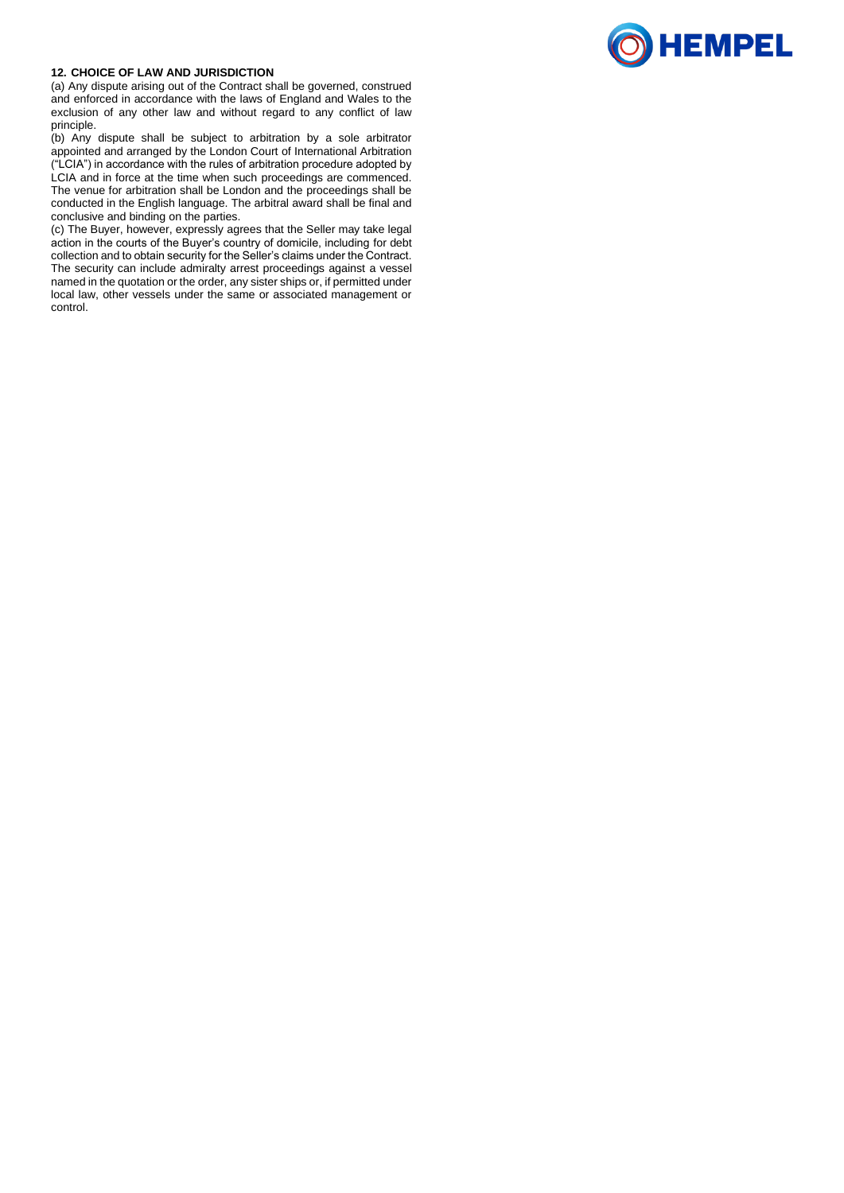## 12. CHOICE OF LAW AND JURISDICTION

(a) Any dispute arising out of the Contract shall be governed, construed and enforced in accordance with the laws of England and Wales to the exclusion of any other law and without regard to any conflict of law principle.

(b) Any dispute shall be subject to arbitration by a sole arbitrator appointed and arranged by the London Court of International Arbitration ("LCIA") in accordance with the rules of arbitration procedure adopted by LCIA and in force at the time when such proceedings are commenced. The venue for arbitration shall be London and the proceedings shall be conducted in the English language. The arbitral award shall be final and conclusive and binding on the parties.

(c) The Buyer, however, expressly agrees that the Seller may take legal action in the courts of the Buyer's country of domicile, including for debt collection and to obtain security for the Seller's claims under the Contract. The security can include admiralty arrest proceedings against a vessel named in the quotation or the order, any sister ships or, if permitted under local law, other vessels under the same or associated management or control.